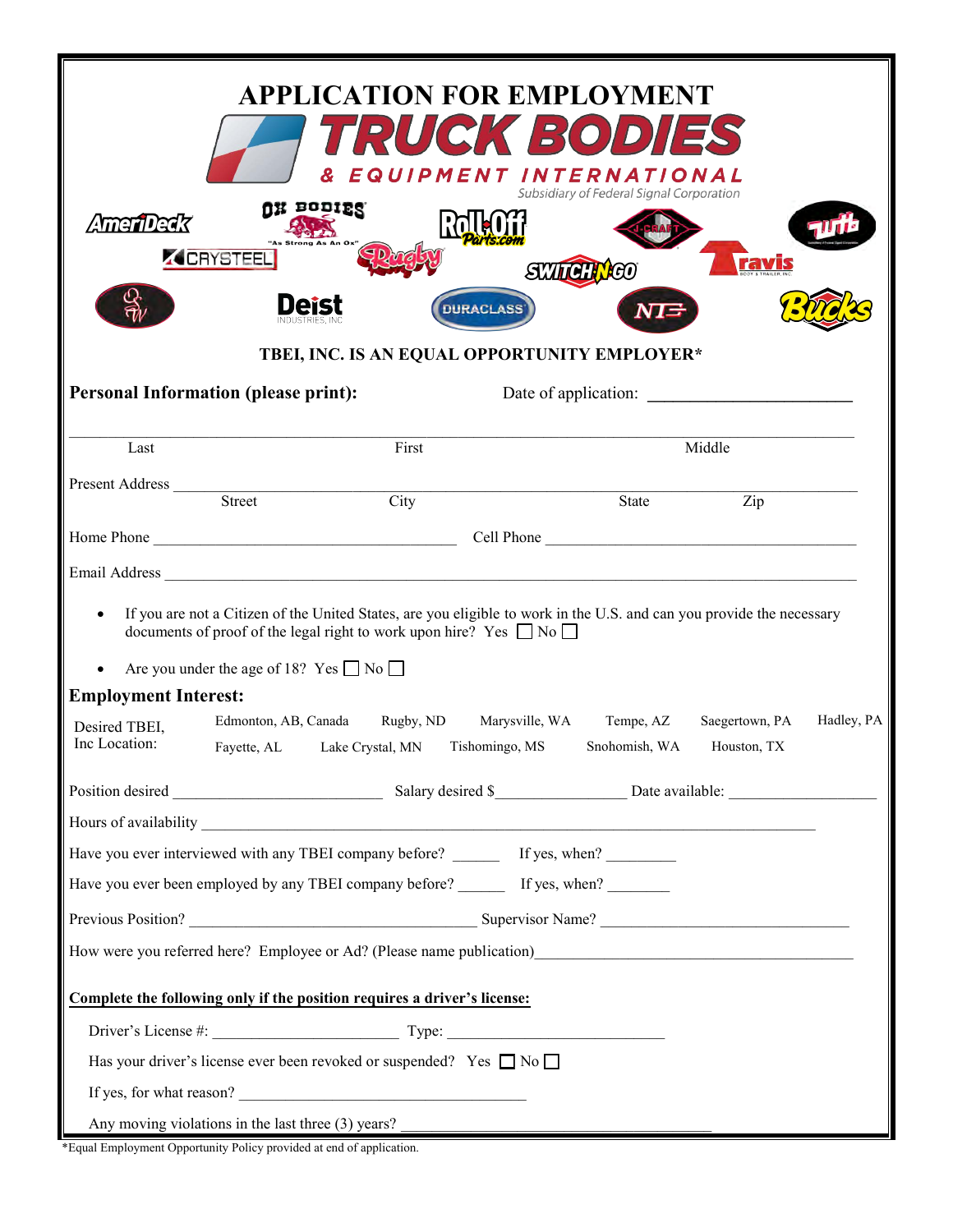# APPLICATION FOR EMPLOYMENT

**TRUCK BODIES & EQUIPMENT INTERNATIONAL**

Subsidiary of Federal Signal Corporation

AmeriDeck · OX BODIES "As Strong As An Ox" · Roll-Off Parts.com · J-CRAFT · TWB · CRYSTEEL · Rugby · SWITCH-N-GO · Travis Body & Trailer, Inc. · Deist Industries, Inc · DURACLASS · NTE · Bucks

**TBEI, INC. IS AN EQUAL OPPORTUNITY EMPLOYER***

**Personal Information (please print):** Date of application: ______________________

_______________________________________________________________________________

Last First Middle

Present Address _______________________________________________________________

Street City State Zip

Home Phone ______________________________ Cell Phone ______________________________

Email Address _________________________________________________________________

- If you are not a Citizen of the United States, are you eligible to work in the U.S. and can you provide the necessary documents of proof of the legal right to work upon hire? Yes ☐ No ☐
- Are you under the age of 18? Yes ☐ No ☐

**Employment Interest:**

Desired TBEI, Inc Location: Edmonton, AB, Canada · Rugby, ND · Marysville, WA · Tempe, AZ · Saegertown, PA · Hadley, PA · Fayette, AL · Lake Crystal, MN · Tishomingo, MS · Snohomish, WA · Houston, TX

Position desired ____________________ Salary desired $______________ Date available: ________________

Hours of availability _________________________________________________________________

Have you ever interviewed with any TBEI company before? ______ If yes, when? _________

Have you ever been employed by any TBEI company before? ______ If yes, when? ________

Previous Position? ______________________________ Supervisor Name? ___________________________

How were you referred here? Employee or Ad? (Please name publication)___________________________________

**Complete the following only if the position requires a driver's license:**

Driver's License #: ______________________ Type: ___________________________

Has your driver's license ever been revoked or suspended? Yes ☐ No ☐

If yes, for what reason? ___________________________________

Any moving violations in the last three (3) years? _________________________________________

*Equal Employment Opportunity Policy provided at end of application.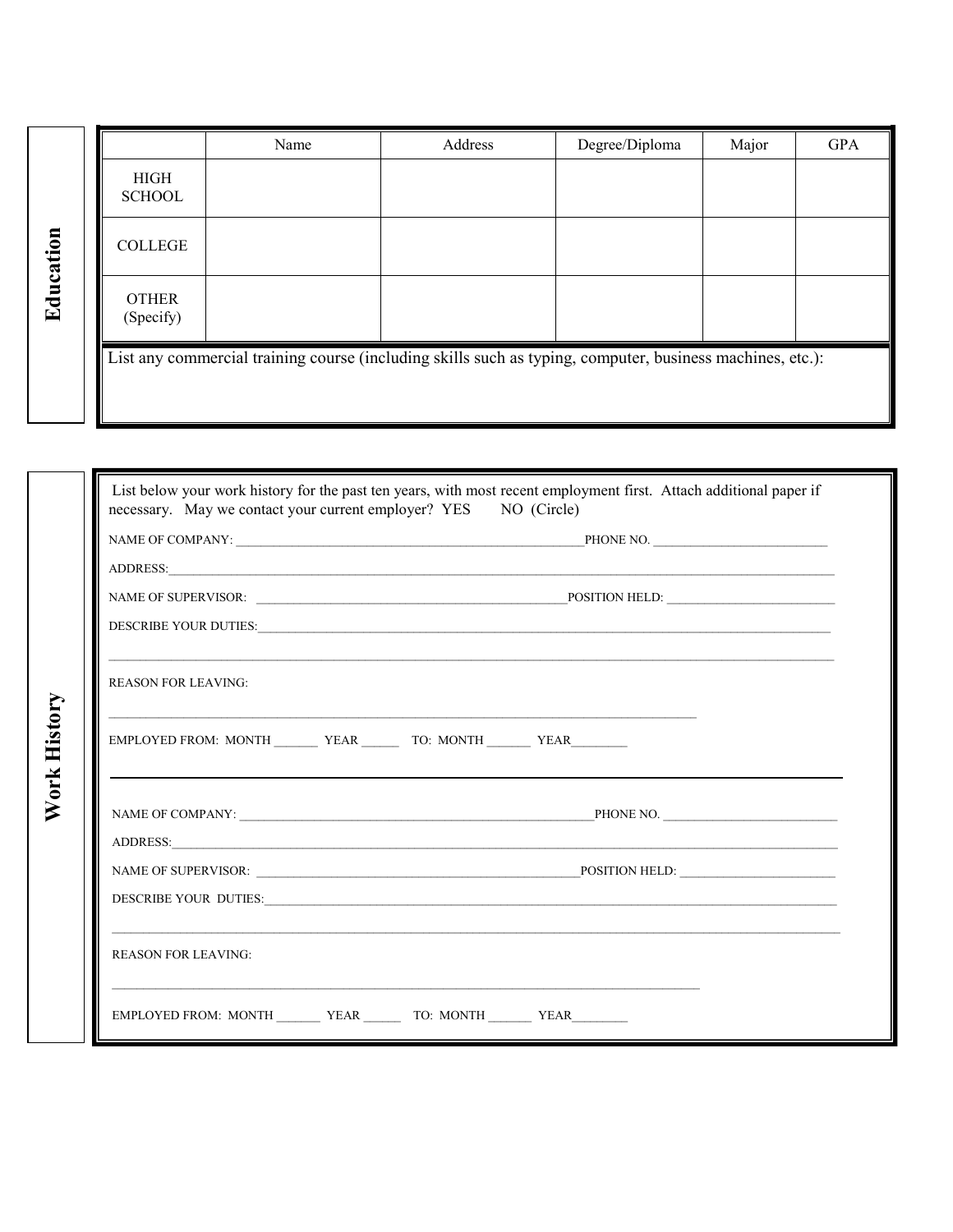## Education

| | Name | Address | Degree/Diploma | Major | GPA |
|---|---|---|---|---|---|
| HIGH SCHOOL | | | | | |
| COLLEGE | | | | | |
| OTHER (Specify) | | | | | |

List any commercial training course (including skills such as typing, computer, business machines, etc.):

## Work History

List below your work history for the past ten years, with most recent employment first. Attach additional paper if necessary. May we contact your current employer? YES NO (Circle)

NAME OF COMPANY: ______________________________ PHONE NO. ____________________

ADDRESS: ____________________________________________________________

NAME OF SUPERVISOR: ______________________________ POSITION HELD: ____________________

DESCRIBE YOUR DUTIES: ____________________________________________________________

____________________________________________________________

REASON FOR LEAVING:

____________________________________________________________

EMPLOYED FROM: MONTH _______ YEAR ______ TO: MONTH _______ YEAR________

---

NAME OF COMPANY: ______________________________ PHONE NO. ____________________

ADDRESS: ____________________________________________________________

NAME OF SUPERVISOR: ______________________________ POSITION HELD: ____________________

DESCRIBE YOUR DUTIES: ____________________________________________________________

____________________________________________________________

REASON FOR LEAVING:

____________________________________________________________

EMPLOYED FROM: MONTH _______ YEAR ______ TO: MONTH _______ YEAR________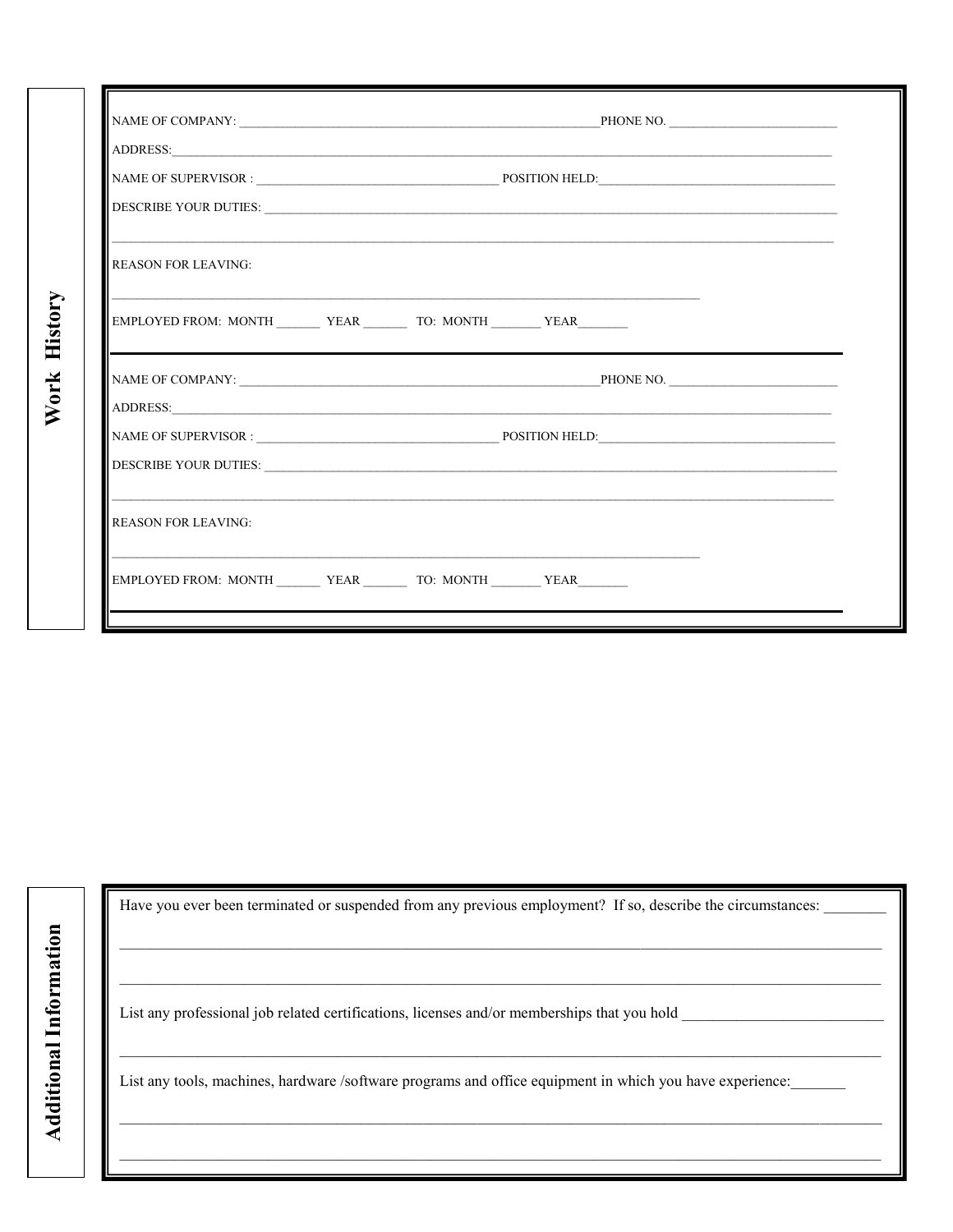## Work History

NAME OF COMPANY: ____________________________________________________________PHONE NO. ___________________________

ADDRESS:___________________________________________________________________________________________________________

NAME OF SUPERVISOR : ______________________________________ POSITION HELD:______________________________________

DESCRIBE YOUR DUTIES: _____________________________________________________________________________________________

___________________________________________________________________________________________________________________

REASON FOR LEAVING:

_________________________________________________________________________________________

EMPLOYED FROM: MONTH _______ YEAR _______ TO: MONTH ________ YEAR________

---

NAME OF COMPANY: ____________________________________________________________PHONE NO. ___________________________

ADDRESS:___________________________________________________________________________________________________________

NAME OF SUPERVISOR : ______________________________________ POSITION HELD:______________________________________

DESCRIBE YOUR DUTIES: _____________________________________________________________________________________________

___________________________________________________________________________________________________________________

REASON FOR LEAVING:

_________________________________________________________________________________________

EMPLOYED FROM: MONTH _______ YEAR _______ TO: MONTH ________ YEAR________

---

## Additional Information

Have you ever been terminated or suspended from any previous employment? If so, describe the circumstances: ________

___________________________________________________________________________________________________________________

___________________________________________________________________________________________________________________

List any professional job related certifications, licenses and/or memberships that you hold __________________________

___________________________________________________________________________________________________________________

List any tools, machines, hardware /software programs and office equipment in which you have experience:_______

___________________________________________________________________________________________________________________

___________________________________________________________________________________________________________________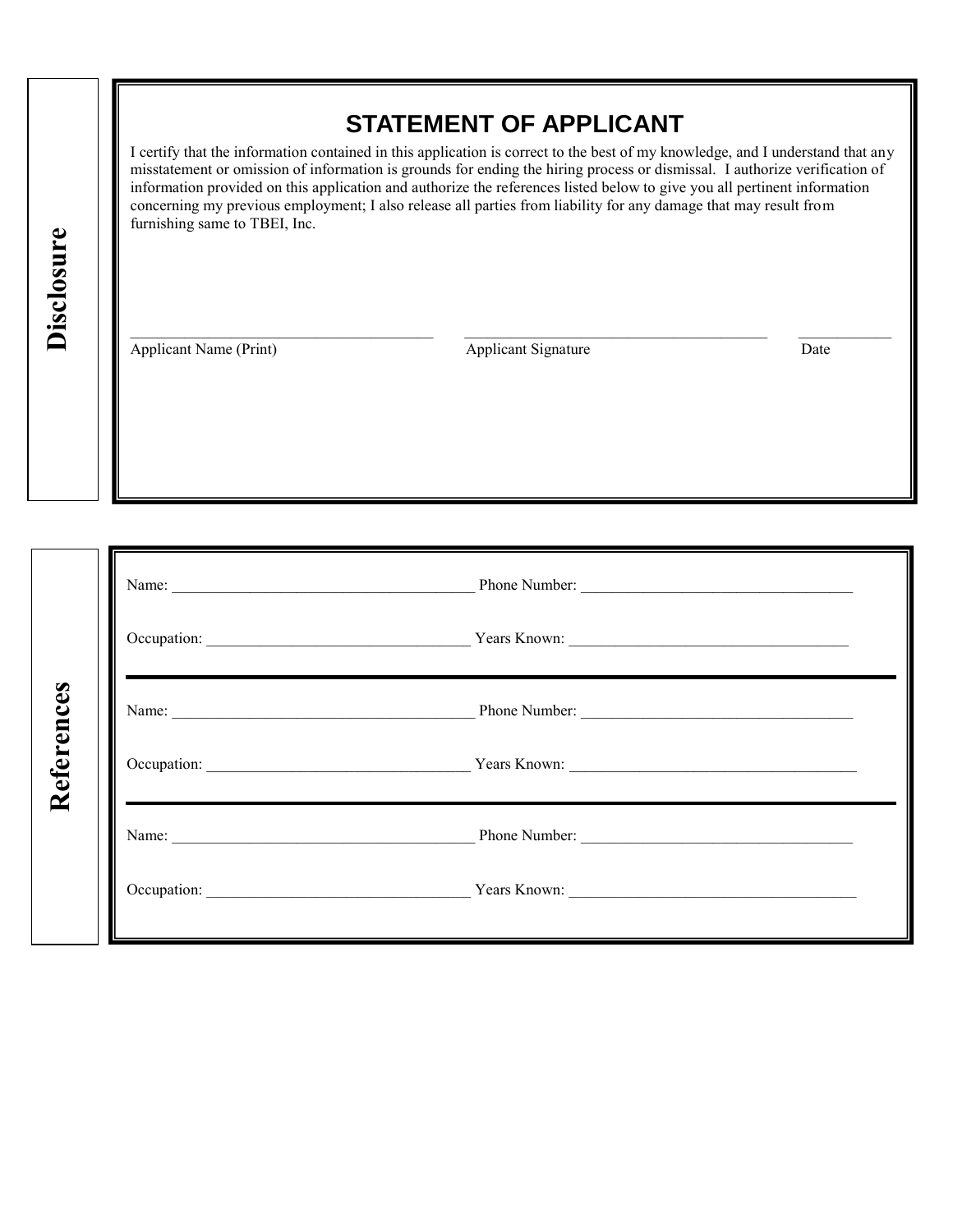## Disclosure

# STATEMENT OF APPLICANT

I certify that the information contained in this application is correct to the best of my knowledge, and I understand that any misstatement or omission of information is grounds for ending the hiring process or dismissal. I authorize verification of information provided on this application and authorize the references listed below to give you all pertinent information concerning my previous employment; I also release all parties from liability for any damage that may result from furnishing same to TBEI, Inc.

_______________________________________ _______________________________________ ____________

Applicant Name (Print) Applicant Signature Date

## References

Name: _______________________________________ Phone Number: ___________________________________

Occupation: __________________________________ Years Known: ____________________________________

---

Name: _______________________________________ Phone Number: ___________________________________

Occupation: __________________________________ Years Known: ____________________________________

---

Name: _______________________________________ Phone Number: ___________________________________

Occupation: __________________________________ Years Known: ____________________________________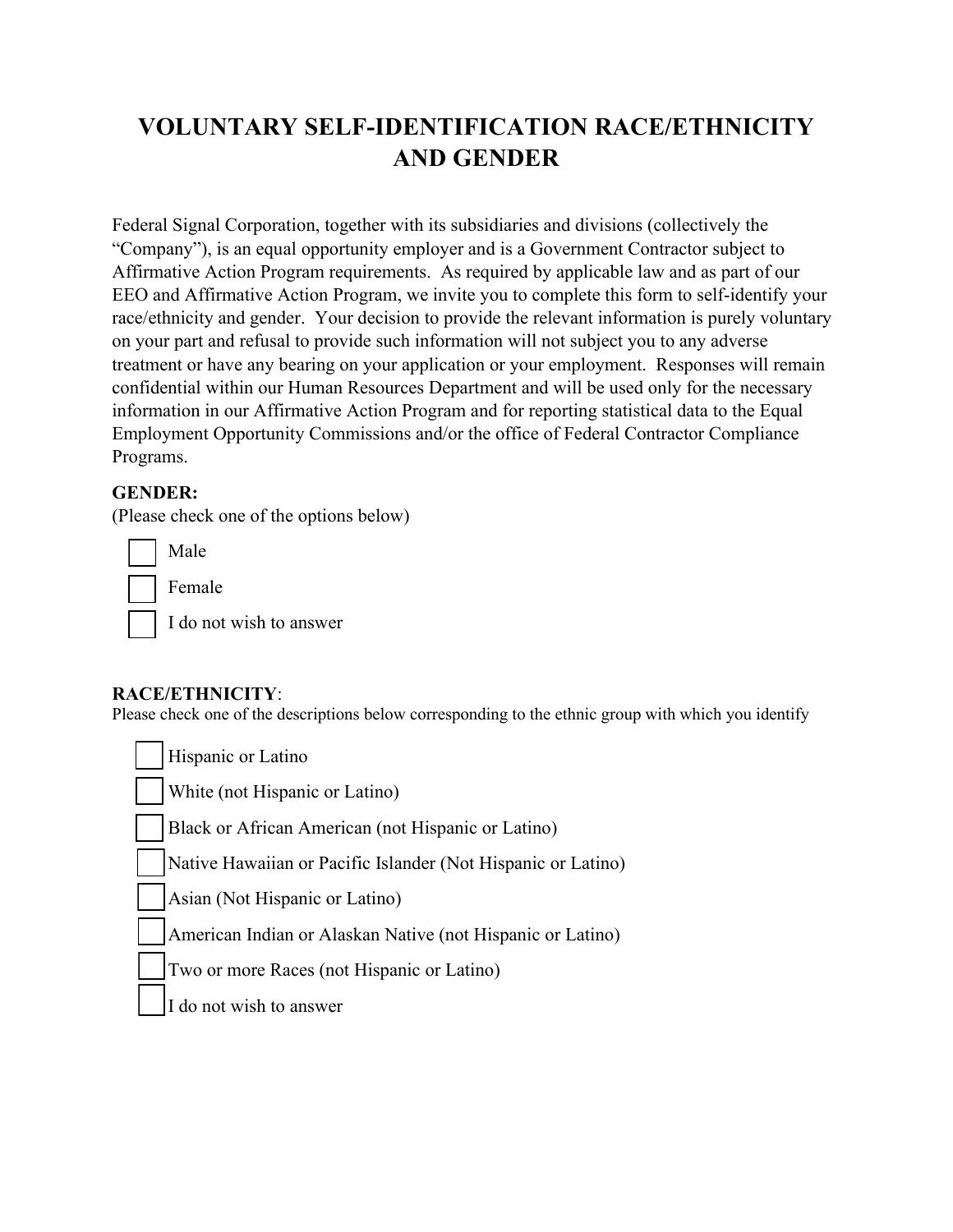# VOLUNTARY SELF-IDENTIFICATION RACE/ETHNICITY AND GENDER

Federal Signal Corporation, together with its subsidiaries and divisions (collectively the "Company"), is an equal opportunity employer and is a Government Contractor subject to Affirmative Action Program requirements. As required by applicable law and as part of our EEO and Affirmative Action Program, we invite you to complete this form to self-identify your race/ethnicity and gender. Your decision to provide the relevant information is purely voluntary on your part and refusal to provide such information will not subject you to any adverse treatment or have any bearing on your application or your employment. Responses will remain confidential within our Human Resources Department and will be used only for the necessary information in our Affirmative Action Program and for reporting statistical data to the Equal Employment Opportunity Commissions and/or the office of Federal Contractor Compliance Programs.

**GENDER:**
(Please check one of the options below)

- ☐ Male
- ☐ Female
- ☐ I do not wish to answer

**RACE/ETHNICITY**:
Please check one of the descriptions below corresponding to the ethnic group with which you identify

- ☐ Hispanic or Latino
- ☐ White (not Hispanic or Latino)
- ☐ Black or African American (not Hispanic or Latino)
- ☐ Native Hawaiian or Pacific Islander (Not Hispanic or Latino)
- ☐ Asian (Not Hispanic or Latino)
- ☐ American Indian or Alaskan Native (not Hispanic or Latino)
- ☐ Two or more Races (not Hispanic or Latino)
- ☐ I do not wish to answer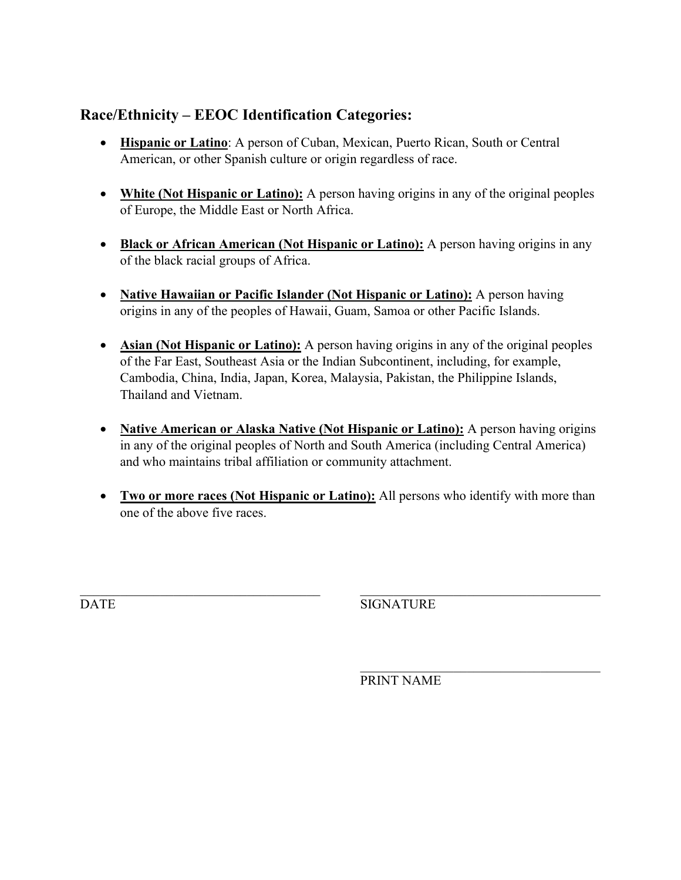## Race/Ethnicity – EEOC Identification Categories:

- **Hispanic or Latino**: A person of Cuban, Mexican, Puerto Rican, South or Central American, or other Spanish culture or origin regardless of race.

- **White (Not Hispanic or Latino):** A person having origins in any of the original peoples of Europe, the Middle East or North Africa.

- **Black or African American (Not Hispanic or Latino):** A person having origins in any of the black racial groups of Africa.

- **Native Hawaiian or Pacific Islander (Not Hispanic or Latino):** A person having origins in any of the peoples of Hawaii, Guam, Samoa or other Pacific Islands.

- **Asian (Not Hispanic or Latino):** A person having origins in any of the original peoples of the Far East, Southeast Asia or the Indian Subcontinent, including, for example, Cambodia, China, India, Japan, Korea, Malaysia, Pakistan, the Philippine Islands, Thailand and Vietnam.

- **Native American or Alaska Native (Not Hispanic or Latino):** A person having origins in any of the original peoples of North and South America (including Central America) and who maintains tribal affiliation or community attachment.

- **Two or more races (Not Hispanic or Latino):** All persons who identify with more than one of the above five races.

______________________________ DATE

______________________________ SIGNATURE

______________________________ PRINT NAME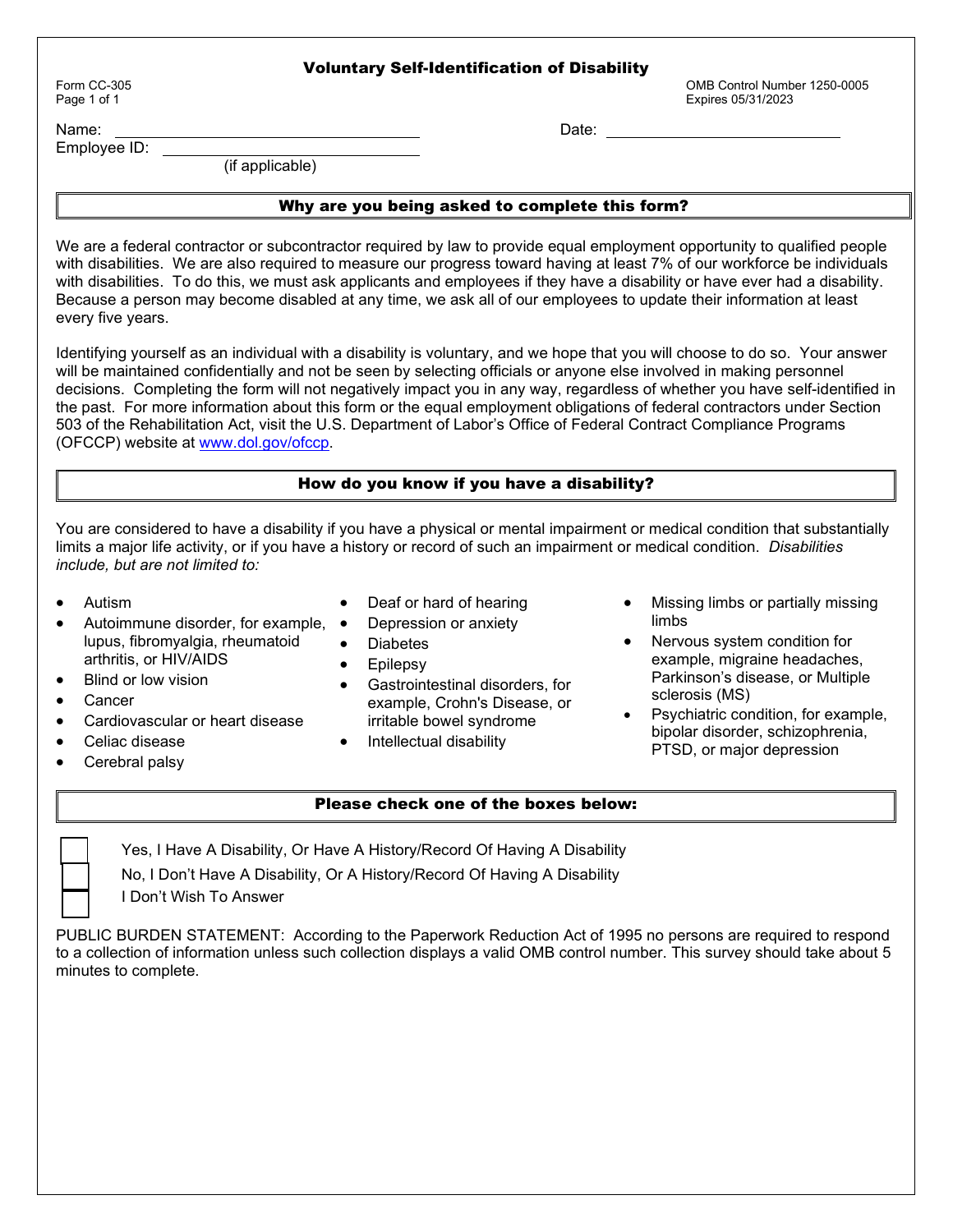# Voluntary Self-Identification of Disability

Form CC-305
Page 1 of 1

OMB Control Number 1250-0005
Expires 05/31/2023

Name: ______________________________ Date: ______________________________

Employee ID: ______________________________
(if applicable)

## Why are you being asked to complete this form?

We are a federal contractor or subcontractor required by law to provide equal employment opportunity to qualified people with disabilities. We are also required to measure our progress toward having at least 7% of our workforce be individuals with disabilities. To do this, we must ask applicants and employees if they have a disability or have ever had a disability. Because a person may become disabled at any time, we ask all of our employees to update their information at least every five years.

Identifying yourself as an individual with a disability is voluntary, and we hope that you will choose to do so. Your answer will be maintained confidentially and not be seen by selecting officials or anyone else involved in making personnel decisions. Completing the form will not negatively impact you in any way, regardless of whether you have self-identified in the past. For more information about this form or the equal employment obligations of federal contractors under Section 503 of the Rehabilitation Act, visit the U.S. Department of Labor's Office of Federal Contract Compliance Programs (OFCCP) website at www.dol.gov/ofccp.

## How do you know if you have a disability?

You are considered to have a disability if you have a physical or mental impairment or medical condition that substantially limits a major life activity, or if you have a history or record of such an impairment or medical condition. *Disabilities include, but are not limited to:*

- Autism
- Autoimmune disorder, for example, lupus, fibromyalgia, rheumatoid arthritis, or HIV/AIDS
- Blind or low vision
- Cancer
- Cardiovascular or heart disease
- Celiac disease
- Cerebral palsy
- Deaf or hard of hearing
- Depression or anxiety
- Diabetes
- Epilepsy
- Gastrointestinal disorders, for example, Crohn's Disease, or irritable bowel syndrome
- Intellectual disability
- Missing limbs or partially missing limbs
- Nervous system condition for example, migraine headaches, Parkinson's disease, or Multiple sclerosis (MS)
- Psychiatric condition, for example, bipolar disorder, schizophrenia, PTSD, or major depression

## Please check one of the boxes below:

☐ Yes, I Have A Disability, Or Have A History/Record Of Having A Disability

☐ No, I Don't Have A Disability, Or A History/Record Of Having A Disability

☐ I Don't Wish To Answer

PUBLIC BURDEN STATEMENT: According to the Paperwork Reduction Act of 1995 no persons are required to respond to a collection of information unless such collection displays a valid OMB control number. This survey should take about 5 minutes to complete.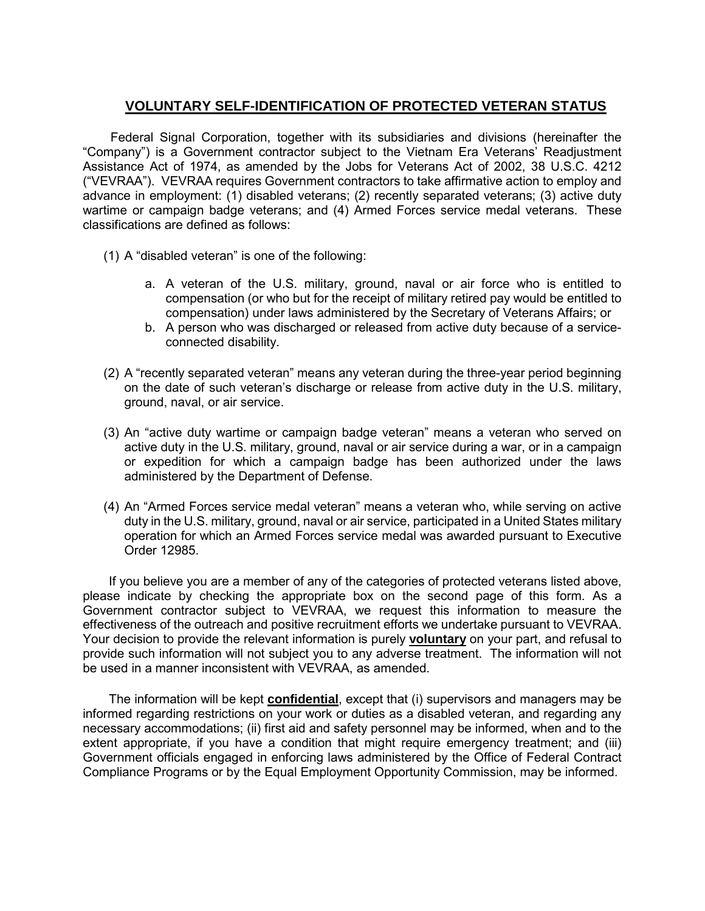## **VOLUNTARY SELF-IDENTIFICATION OF PROTECTED VETERAN STATUS**

Federal Signal Corporation, together with its subsidiaries and divisions (hereinafter the "Company") is a Government contractor subject to the Vietnam Era Veterans' Readjustment Assistance Act of 1974, as amended by the Jobs for Veterans Act of 2002, 38 U.S.C. 4212 ("VEVRAA"). VEVRAA requires Government contractors to take affirmative action to employ and advance in employment: (1) disabled veterans; (2) recently separated veterans; (3) active duty wartime or campaign badge veterans; and (4) Armed Forces service medal veterans. These classifications are defined as follows:

(1) A "disabled veteran" is one of the following:

   a. A veteran of the U.S. military, ground, naval or air force who is entitled to compensation (or who but for the receipt of military retired pay would be entitled to compensation) under laws administered by the Secretary of Veterans Affairs; or
   b. A person who was discharged or released from active duty because of a service-connected disability.

(2) A "recently separated veteran" means any veteran during the three-year period beginning on the date of such veteran's discharge or release from active duty in the U.S. military, ground, naval, or air service.

(3) An "active duty wartime or campaign badge veteran" means a veteran who served on active duty in the U.S. military, ground, naval or air service during a war, or in a campaign or expedition for which a campaign badge has been authorized under the laws administered by the Department of Defense.

(4) An "Armed Forces service medal veteran" means a veteran who, while serving on active duty in the U.S. military, ground, naval or air service, participated in a United States military operation for which an Armed Forces service medal was awarded pursuant to Executive Order 12985.

If you believe you are a member of any of the categories of protected veterans listed above, please indicate by checking the appropriate box on the second page of this form. As a Government contractor subject to VEVRAA, we request this information to measure the effectiveness of the outreach and positive recruitment efforts we undertake pursuant to VEVRAA. Your decision to provide the relevant information is purely **voluntary** on your part, and refusal to provide such information will not subject you to any adverse treatment. The information will not be used in a manner inconsistent with VEVRAA, as amended.

The information will be kept **confidential**, except that (i) supervisors and managers may be informed regarding restrictions on your work or duties as a disabled veteran, and regarding any necessary accommodations; (ii) first aid and safety personnel may be informed, when and to the extent appropriate, if you have a condition that might require emergency treatment; and (iii) Government officials engaged in enforcing laws administered by the Office of Federal Contract Compliance Programs or by the Equal Employment Opportunity Commission, may be informed.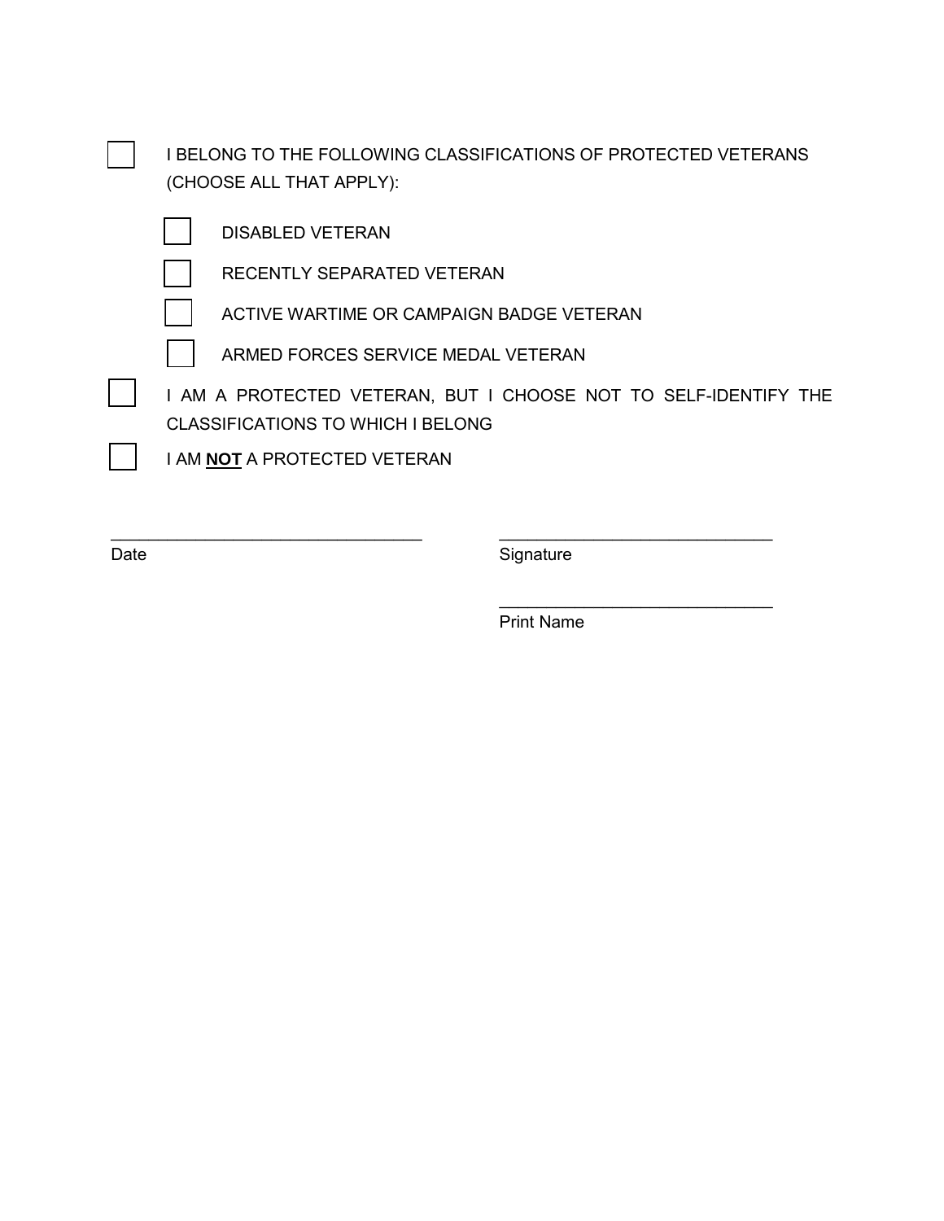- [ ] I BELONG TO THE FOLLOWING CLASSIFICATIONS OF PROTECTED VETERANS (CHOOSE ALL THAT APPLY):
    - [ ] DISABLED VETERAN
    - [ ] RECENTLY SEPARATED VETERAN
    - [ ] ACTIVE WARTIME OR CAMPAIGN BADGE VETERAN
    - [ ] ARMED FORCES SERVICE MEDAL VETERAN
- [ ] I AM A PROTECTED VETERAN, BUT I CHOOSE NOT TO SELF-IDENTIFY THE CLASSIFICATIONS TO WHICH I BELONG
- [ ] I AM **NOT** A PROTECTED VETERAN

\_\_\_\_\_\_\_\_\_\_\_\_\_\_\_\_\_\_\_\_\_\_\_\_\_\_\_\_\_\_\_\_
Date

\_\_\_\_\_\_\_\_\_\_\_\_\_\_\_\_\_\_\_\_\_\_\_\_\_\_\_\_\_\_\_\_
Signature

\_\_\_\_\_\_\_\_\_\_\_\_\_\_\_\_\_\_\_\_\_\_\_\_\_\_\_\_\_\_\_\_
Print Name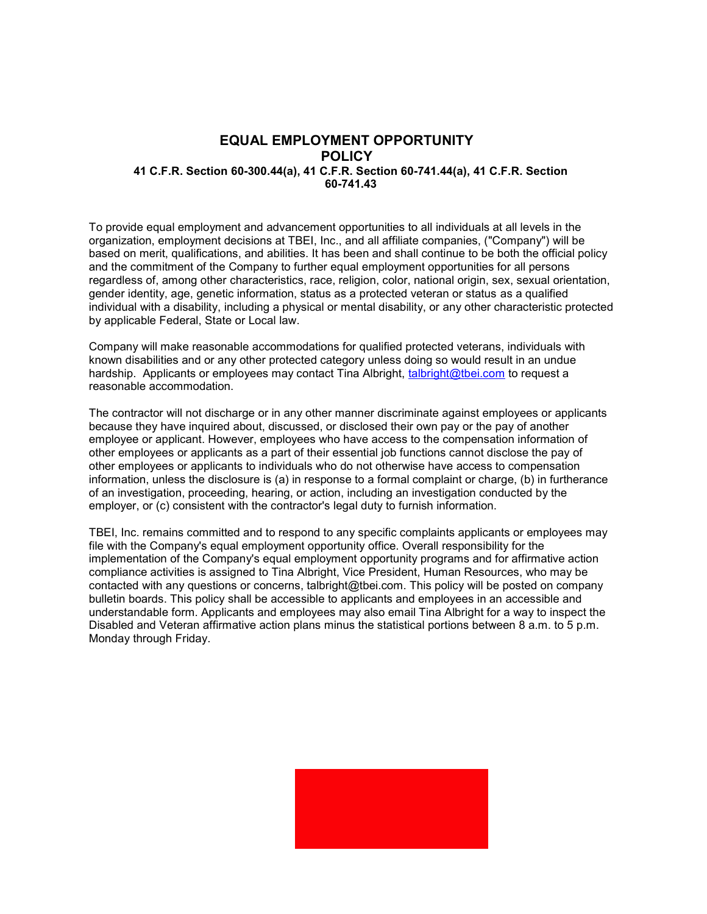# EQUAL EMPLOYMENT OPPORTUNITY POLICY

**41 C.F.R. Section 60-300.44(a), 41 C.F.R. Section 60-741.44(a), 41 C.F.R. Section 60-741.43**

To provide equal employment and advancement opportunities to all individuals at all levels in the organization, employment decisions at TBEI, Inc., and all affiliate companies, ("Company") will be based on merit, qualifications, and abilities. It has been and shall continue to be both the official policy and the commitment of the Company to further equal employment opportunities for all persons regardless of, among other characteristics, race, religion, color, national origin, sex, sexual orientation, gender identity, age, genetic information, status as a protected veteran or status as a qualified individual with a disability, including a physical or mental disability, or any other characteristic protected by applicable Federal, State or Local law.

Company will make reasonable accommodations for qualified protected veterans, individuals with known disabilities and or any other protected category unless doing so would result in an undue hardship. Applicants or employees may contact Tina Albright, talbright@tbei.com to request a reasonable accommodation.

The contractor will not discharge or in any other manner discriminate against employees or applicants because they have inquired about, discussed, or disclosed their own pay or the pay of another employee or applicant. However, employees who have access to the compensation information of other employees or applicants as a part of their essential job functions cannot disclose the pay of other employees or applicants to individuals who do not otherwise have access to compensation information, unless the disclosure is (a) in response to a formal complaint or charge, (b) in furtherance of an investigation, proceeding, hearing, or action, including an investigation conducted by the employer, or (c) consistent with the contractor's legal duty to furnish information.

TBEI, Inc. remains committed and to respond to any specific complaints applicants or employees may file with the Company's equal employment opportunity office. Overall responsibility for the implementation of the Company's equal employment opportunity programs and for affirmative action compliance activities is assigned to Tina Albright, Vice President, Human Resources, who may be contacted with any questions or concerns, talbright@tbei.com. This policy will be posted on company bulletin boards. This policy shall be accessible to applicants and employees in an accessible and understandable form. Applicants and employees may also email Tina Albright for a way to inspect the Disabled and Veteran affirmative action plans minus the statistical portions between 8 a.m. to 5 p.m. Monday through Friday.